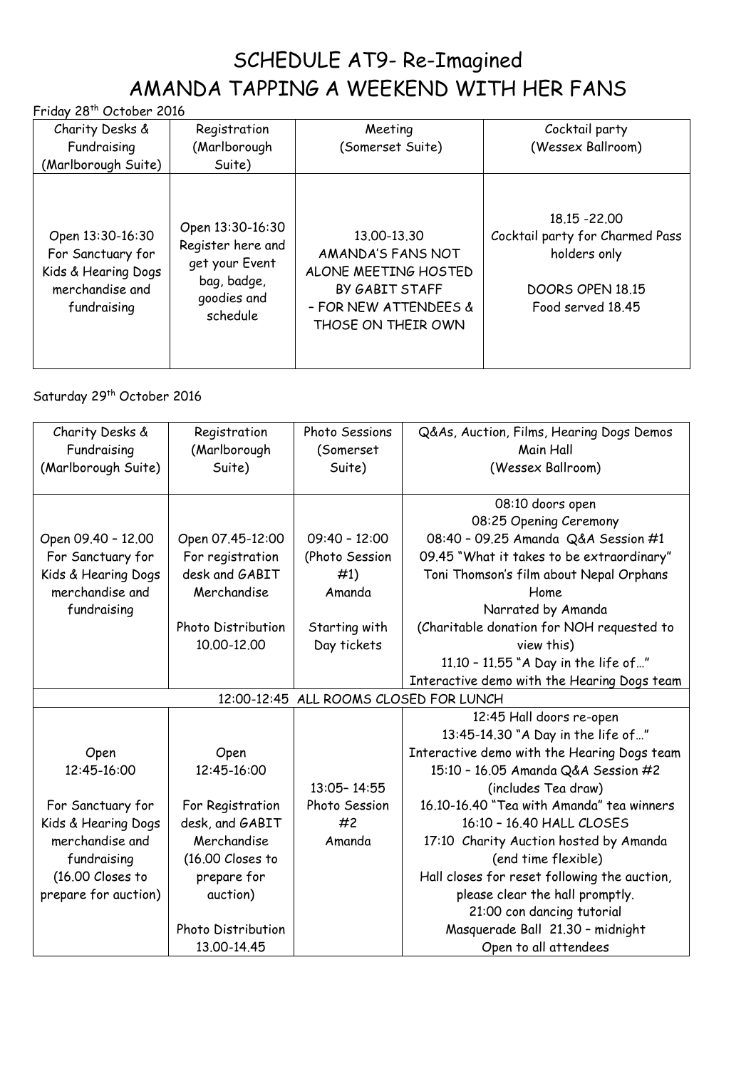# SCHEDULE AT9- Re-Imagined
# AMANDA TAPPING A WEEKEND WITH HER FANS

Friday 28th October 2016

| Charity Desks & Fundraising (Marlborough Suite) | Registration (Marlborough Suite) | Meeting (Somerset Suite) | Cocktail party (Wessex Ballroom) |
|---|---|---|---|
| Open 13:30-16:30 For Sanctuary for Kids & Hearing Dogs merchandise and fundraising | Open 13:30-16:30 Register here and get your Event bag, badge, goodies and schedule | 13.00-13.30 AMANDA'S FANS NOT ALONE MEETING HOSTED BY GABIT STAFF – FOR NEW ATTENDEES & THOSE ON THEIR OWN | 18.15 -22.00 Cocktail party for Charmed Pass holders only<br><br>DOORS OPEN 18.15<br>Food served 18.45 |

Saturday 29th October 2016

| Charity Desks & Fundraising (Marlborough Suite) | Registration (Marlborough Suite) | Photo Sessions (Somerset Suite) | Q&As, Auction, Films, Hearing Dogs Demos Main Hall (Wessex Ballroom) |
|---|---|---|---|
| Open 09.40 – 12.00 For Sanctuary for Kids & Hearing Dogs merchandise and fundraising | Open 07.45-12:00 For registration desk and GABIT Merchandise<br><br>Photo Distribution 10.00-12.00 | 09:40 – 12:00 (Photo Session #1) Amanda<br><br>Starting with Day tickets | 08:10 doors open<br>08:25 Opening Ceremony<br>08:40 – 09.25 Amanda Q&A Session #1<br>09.45 "What it takes to be extraordinary" Toni Thomson's film about Nepal Orphans Home Narrated by Amanda (Charitable donation for NOH requested to view this)<br>11.10 – 11.55 "A Day in the life of…" Interactive demo with the Hearing Dogs team |
| 12:00-12:45 ALL ROOMS CLOSED FOR LUNCH | | | |
| Open 12:45-16:00<br><br>For Sanctuary for Kids & Hearing Dogs merchandise and fundraising (16.00 Closes to prepare for auction) | Open 12:45-16:00<br><br>For Registration desk, and GABIT Merchandise (16.00 Closes to prepare for auction)<br><br>Photo Distribution 13.00-14.45 | 13:05– 14:55 Photo Session #2 Amanda | 12:45 Hall doors re-open<br>13:45-14.30 "A Day in the life of…" Interactive demo with the Hearing Dogs team<br>15:10 – 16.05 Amanda Q&A Session #2 (includes Tea draw)<br>16.10-16.40 "Tea with Amanda" tea winners<br>16:10 – 16.40 HALL CLOSES<br>17:10 Charity Auction hosted by Amanda (end time flexible)<br>Hall closes for reset following the auction, please clear the hall promptly.<br>21:00 con dancing tutorial<br>Masquerade Ball 21.30 – midnight<br>Open to all attendees |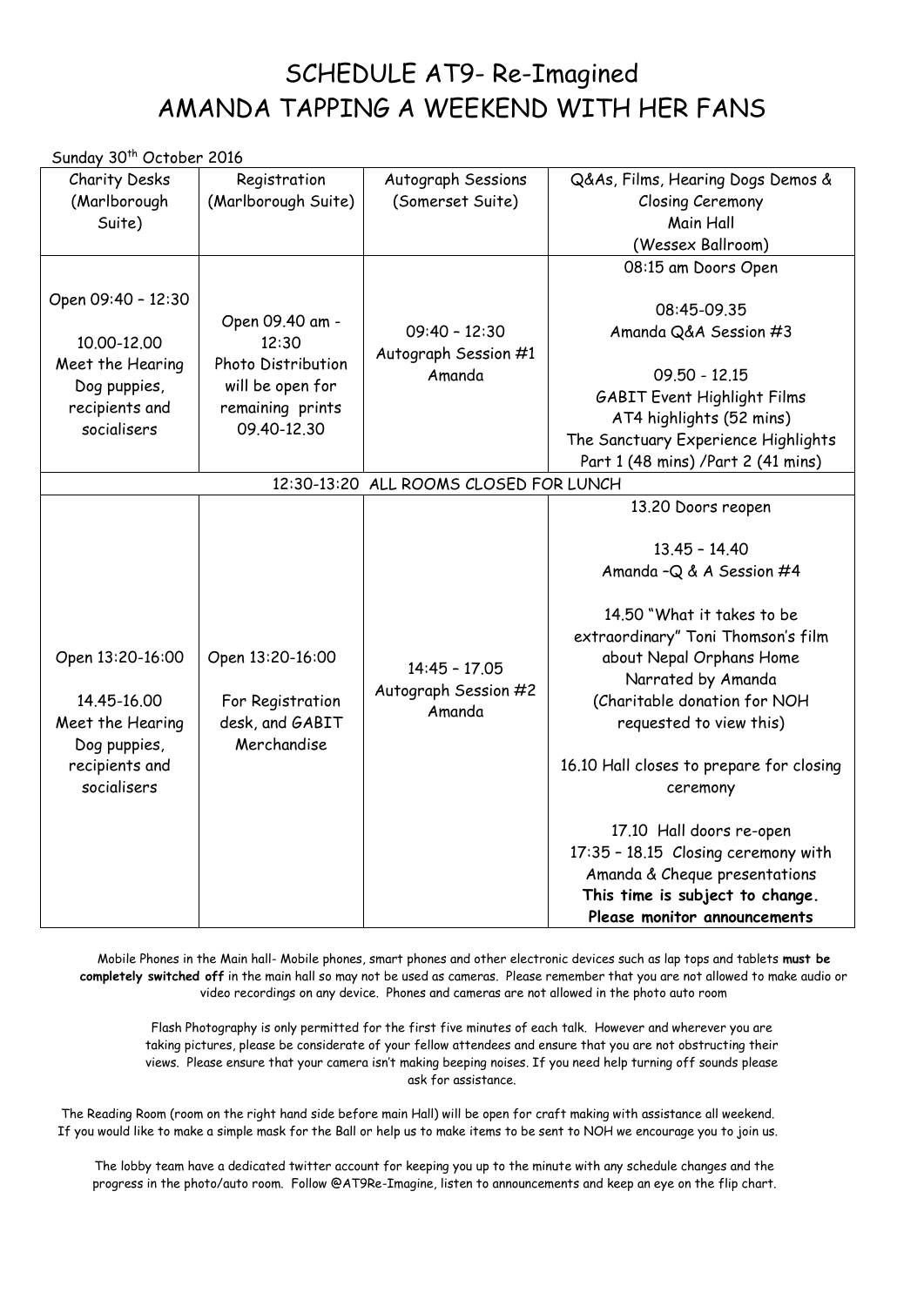# SCHEDULE AT9- Re-Imagined
# AMANDA TAPPING A WEEKEND WITH HER FANS

Sunday 30th October 2016

| Charity Desks (Marlborough Suite) | Registration (Marlborough Suite) | Autograph Sessions (Somerset Suite) | Q&As, Films, Hearing Dogs Demos & Closing Ceremony Main Hall (Wessex Ballroom) |
|---|---|---|---|
| Open 09:40 – 12:30<br><br>10.00-12.00<br>Meet the Hearing Dog puppies, recipients and socialisers | Open 09.40 am - 12:30<br>Photo Distribution will be open for remaining prints 09.40-12.30 | 09:40 – 12:30<br>Autograph Session #1<br>Amanda | 08:15 am Doors Open<br><br>08:45-09.35<br>Amanda Q&A Session #3<br><br>09.50 - 12.15<br>GABIT Event Highlight Films<br>AT4 highlights (52 mins)<br>The Sanctuary Experience Highlights Part 1 (48 mins) /Part 2 (41 mins) |
| 12:30-13:20 ALL ROOMS CLOSED FOR LUNCH | | | |
| Open 13:20-16:00<br><br>14.45-16.00<br>Meet the Hearing Dog puppies, recipients and socialisers | Open 13:20-16:00<br><br>For Registration desk, and GABIT Merchandise | 14:45 – 17.05<br>Autograph Session #2<br>Amanda | 13.20 Doors reopen<br><br>13.45 – 14.40<br>Amanda –Q & A Session #4<br><br>14.50 "What it takes to be extraordinary" Toni Thomson's film about Nepal Orphans Home Narrated by Amanda<br>(Charitable donation for NOH requested to view this)<br><br>16.10 Hall closes to prepare for closing ceremony<br><br>17.10 Hall doors re-open<br>17:35 – 18.15 Closing ceremony with Amanda & Cheque presentations<br>**This time is subject to change. Please monitor announcements** |

Mobile Phones in the Main hall- Mobile phones, smart phones and other electronic devices such as lap tops and tablets **must be completely switched off** in the main hall so may not be used as cameras. Please remember that you are not allowed to make audio or video recordings on any device. Phones and cameras are not allowed in the photo auto room

Flash Photography is only permitted for the first five minutes of each talk. However and wherever you are taking pictures, please be considerate of your fellow attendees and ensure that you are not obstructing their views. Please ensure that your camera isn't making beeping noises. If you need help turning off sounds please ask for assistance.

The Reading Room (room on the right hand side before main Hall) will be open for craft making with assistance all weekend. If you would like to make a simple mask for the Ball or help us to make items to be sent to NOH we encourage you to join us.

The lobby team have a dedicated twitter account for keeping you up to the minute with any schedule changes and the progress in the photo/auto room. Follow @AT9Re-Imagine, listen to announcements and keep an eye on the flip chart.